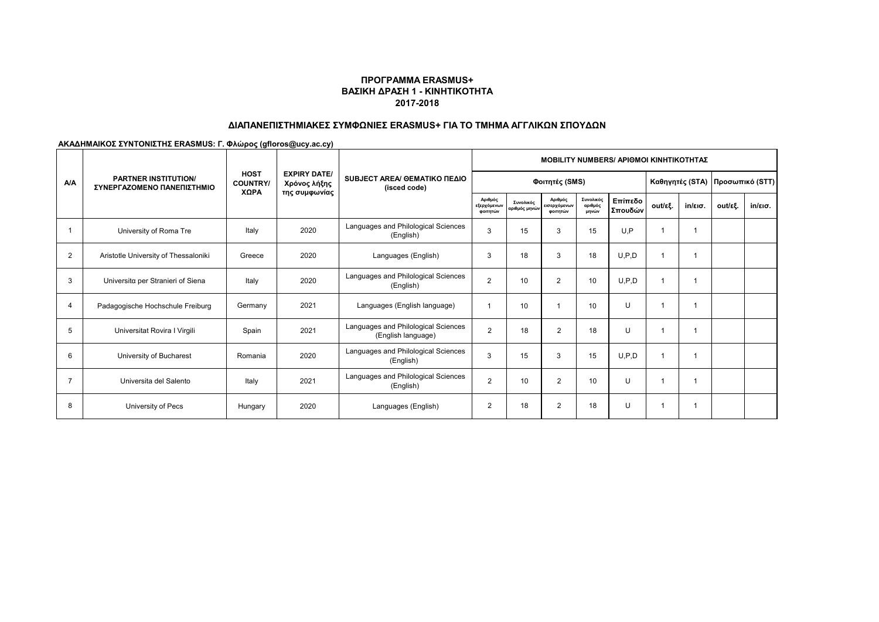# ΠΡΟΓΡΑΜΜΑ ERASMUS+
## ΒΑΣΙΚΗ ΔΡΑΣΗ 1 - ΚΙΝΗΤΙΚΟΤΗΤΑ
## 2017-2018

### ΔΙΑΠΑΝΕΠΙΣΤΗΜΙΑΚΕΣ ΣΥΜΦΩΝΙΕΣ ERASMUS+ ΓΙΑ ΤΟ ΤΜΗΜΑ ΑΓΓΛΙΚΩΝ ΣΠΟΥΔΩΝ

**ΑΚΑΔΗΜΑΙΚΟΣ ΣΥΝΤΟΝΙΣΤΗΣ ERASMUS: Γ. Φλώρος (gfloros@ucy.ac.cy)**

| Α/Α | PARTNER INSTITUTION/ ΣΥΝΕΡΓΑΖΟΜΕΝΟ ΠΑΝΕΠΙΣΤΗΜΙΟ | HOST COUNTRY/ ΧΩΡΑ | EXPIRY DATE/ Χρόνος λήξης της συμφωνίας | SUBJECT AREA/ ΘΕΜΑΤΙΚΟ ΠΕΔΙΟ (isced code) | MOBILITY NUMBERS/ ΑΡΙΘΜΟΙ ΚΙΝΗΤΙΚΟΤΗΤΑΣ | | | | | | | | |
|---|---|---|---|---|---|---|---|---|---|---|---|---|---|
| | | | | | Φοιτητές (SMS) | | | | | Καθηγητές (STA) | | Προσωπικό (STT) | |
| | | | | | Αριθμός εξερχόμενων φοιτητών | Συνολικός αριθμός μηνών | Αριθμός εισερχόμενων φοιτητών | Συνολικός αριθμός μηνών | Επίπεδο Σπουδών | out/εξ. | in/εισ. | out/εξ. | in/εισ. |
| 1 | University of Roma Tre | Italy | 2020 | Languages and Philological Sciences (English) | 3 | 15 | 3 | 15 | U,P | 1 | 1 | | |
| 2 | Aristotle University of Thessaloniki | Greece | 2020 | Languages (English) | 3 | 18 | 3 | 18 | U,P,D | 1 | 1 | | |
| 3 | Universitα per Stranieri of Siena | Italy | 2020 | Languages and Philological Sciences (English) | 2 | 10 | 2 | 10 | U,P,D | 1 | 1 | | |
| 4 | Padagogische Hochschule Freiburg | Germany | 2021 | Languages (English language) | 1 | 10 | 1 | 10 | U | 1 | 1 | | |
| 5 | Universitat Rovira I Virgili | Spain | 2021 | Languages and Philological Sciences (English language) | 2 | 18 | 2 | 18 | U | 1 | 1 | | |
| 6 | University of Bucharest | Romania | 2020 | Languages and Philological Sciences (English) | 3 | 15 | 3 | 15 | U,P,D | 1 | 1 | | |
| 7 | Universita del Salento | Italy | 2021 | Languages and Philological Sciences (English) | 2 | 10 | 2 | 10 | U | 1 | 1 | | |
| 8 | University of Pecs | Hungary | 2020 | Languages (English) | 2 | 18 | 2 | 18 | U | 1 | 1 | | |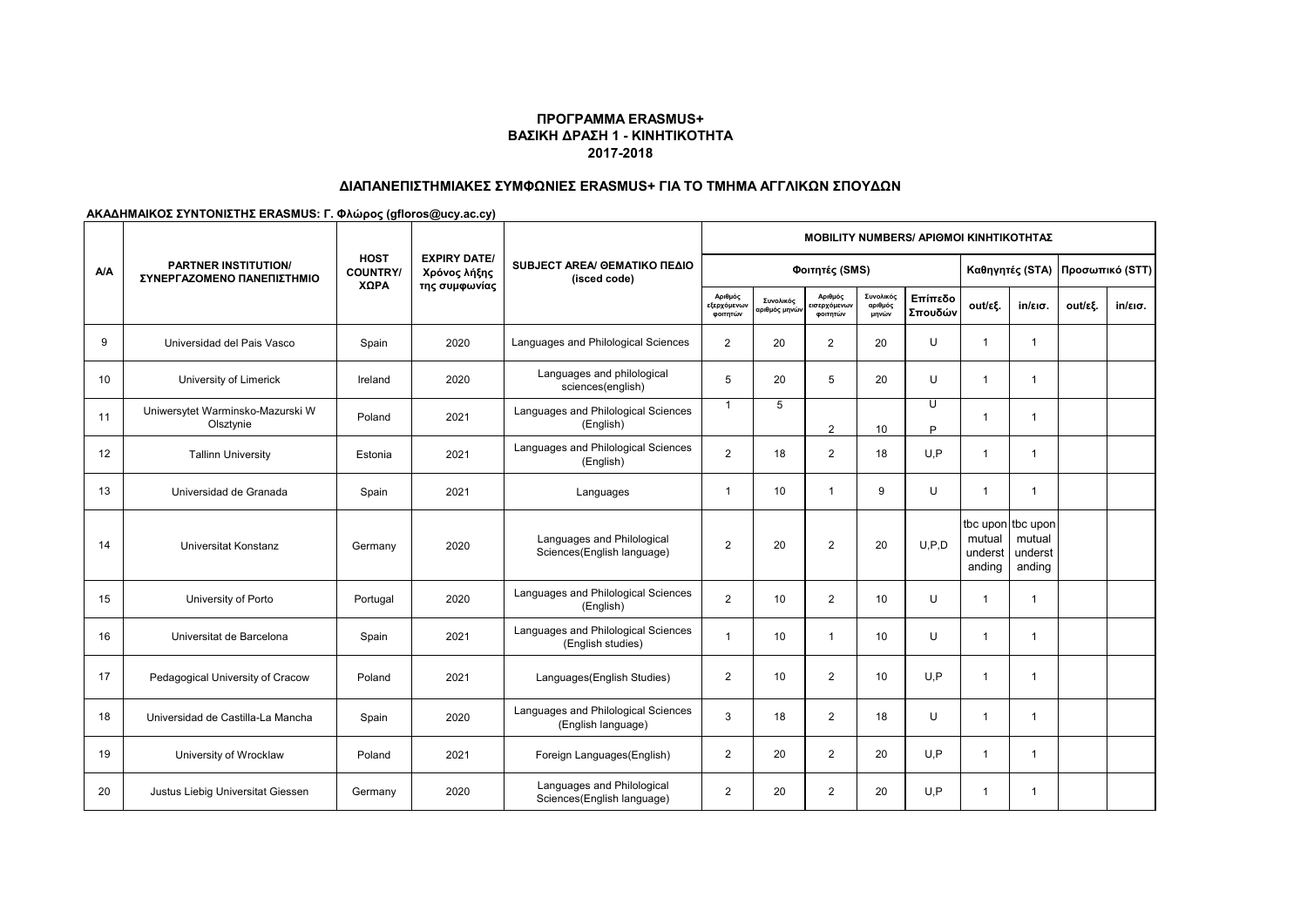**ΠΡΟΓΡΑΜΜΑ ERASMUS+**
**ΒΑΣΙΚΗ ΔΡΑΣΗ 1 - ΚΙΝΗΤΙΚΟΤΗΤΑ**
**2017-2018**

**ΔΙΑΠΑΝΕΠΙΣΤΗΜΙΑΚΕΣ ΣΥΜΦΩΝΙΕΣ ERASMUS+ ΓΙΑ ΤΟ ΤΜΗΜΑ ΑΓΓΛΙΚΩΝ ΣΠΟΥΔΩΝ**

**ΑΚΑΔΗΜΑΙΚΟΣ ΣΥΝΤΟΝΙΣΤΗΣ ERASMUS: Γ. Φλώρος (gfloros@ucy.ac.cy)**

| A/A | PARTNER INSTITUTION/ ΣΥΝΕΡΓΑΖΟΜΕΝΟ ΠΑΝΕΠΙΣΤΗΜΙΟ | HOST COUNTRY/ ΧΩΡΑ | EXPIRY DATE/ Χρόνος λήξης της συμφωνίας | SUBJECT AREA/ ΘΕΜΑΤΙΚΟ ΠΕΔΙΟ (isced code) | MOBILITY NUMBERS/ ΑΡΙΘΜΟΙ ΚΙΝΗΤΙΚΟΤΗΤΑΣ | | | | | | | | |
|---|---|---|---|---|---|---|---|---|---|---|---|---|---|
| | | | | | Φοιτητές (SMS) | | | | | Καθηγητές (STA) | | Προσωπικό (STT) | |
| | | | | | Αριθμός εξερχόμενων φοιτητών | Συνολικός αριθμός μηνών | Αριθμός εισερχόμενων φοιτητών | Συνολικός αριθμός μηνών | Επίπεδο Σπουδών | out/εξ. | in/εισ. | out/εξ. | in/εισ. |
| 9 | Universidad del Pais Vasco | Spain | 2020 | Languages and Philological Sciences | 2 | 20 | 2 | 20 | U | 1 | 1 | | |
| 10 | University of Limerick | Ireland | 2020 | Languages and philological sciences(english) | 5 | 20 | 5 | 20 | U | 1 | 1 | | |
| 11 | Uniwersytet Warminsko-Mazurski W Olsztynie | Poland | 2021 | Languages and Philological Sciences (English) | 1 | 5 | 2 | 10 | U P | 1 | 1 | | |
| 12 | Tallinn University | Estonia | 2021 | Languages and Philological Sciences (English) | 2 | 18 | 2 | 18 | U,P | 1 | 1 | | |
| 13 | Universidad de Granada | Spain | 2021 | Languages | 1 | 10 | 1 | 9 | U | 1 | 1 | | |
| 14 | Universitat Konstanz | Germany | 2020 | Languages and Philological Sciences(English language) | 2 | 20 | 2 | 20 | U,P,D | tbc upon mutual understanding | tbc upon mutual understanding | | |
| 15 | University of Porto | Portugal | 2020 | Languages and Philological Sciences (English) | 2 | 10 | 2 | 10 | U | 1 | 1 | | |
| 16 | Universitat de Barcelona | Spain | 2021 | Languages and Philological Sciences (English studies) | 1 | 10 | 1 | 10 | U | 1 | 1 | | |
| 17 | Pedagogical University of Cracow | Poland | 2021 | Languages(English Studies) | 2 | 10 | 2 | 10 | U,P | 1 | 1 | | |
| 18 | Universidad de Castilla-La Mancha | Spain | 2020 | Languages and Philological Sciences (English language) | 3 | 18 | 2 | 18 | U | 1 | 1 | | |
| 19 | University of Wrocklaw | Poland | 2021 | Foreign Languages(English) | 2 | 20 | 2 | 20 | U,P | 1 | 1 | | |
| 20 | Justus Liebig Universitat Giessen | Germany | 2020 | Languages and Philological Sciences(English language) | 2 | 20 | 2 | 20 | U,P | 1 | 1 | | |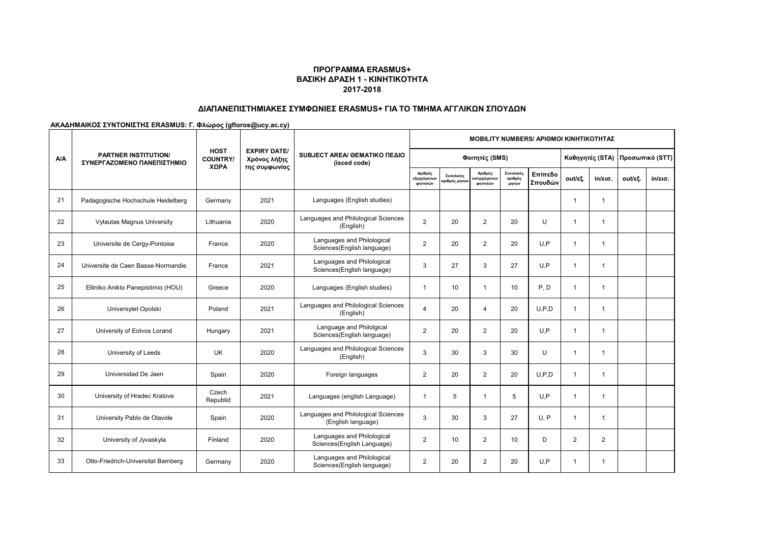**ΠΡΟΓΡΑΜΜΑ ERASMUS+**
**ΒΑΣΙΚΗ ΔΡΑΣΗ 1 - ΚΙΝΗΤΙΚΟΤΗΤΑ**
**2017-2018**

## ΔΙΑΠΑΝΕΠΙΣΤΗΜΙΑΚΕΣ ΣΥΜΦΩΝΙΕΣ ERASMUS+ ΓΙΑ ΤΟ ΤΜΗΜΑ ΑΓΓΛΙΚΩΝ ΣΠΟΥΔΩΝ

**ΑΚΑΔΗΜΑΙΚΟΣ ΣΥΝΤΟΝΙΣΤΗΣ ERASMUS: Γ. Φλώρος (gfloros@ucy.ac.cy)**

| A/A | PARTNER INSTITUTION/ ΣΥΝΕΡΓΑΖΟΜΕΝΟ ΠΑΝΕΠΙΣΤΗΜΙΟ | HOST COUNTRY/ ΧΩΡΑ | EXPIRY DATE/ Χρόνος λήξης της συμφωνίας | SUBJECT AREA/ ΘΕΜΑΤΙΚΟ ΠΕΔΙΟ (isced code) | MOBILITY NUMBERS/ ΑΡΙΘΜΟΙ ΚΙΝΗΤΙΚΟΤΗΤΑΣ | | | | | | | | |
|---|---|---|---|---|---|---|---|---|---|---|---|---|---|
| | | | | | Φοιτητές (SMS) | | | | | Καθηγητές (STA) | | Προσωπικό (STT) | |
| | | | | | Αριθμός εξερχόμενων φοιτητών | Συνολικός αριθμός μηνών | Αριθμός εισερχόμενων φοιτητών | Συνολικός αριθμός μηνών | Επίπεδο Σπουδών | out/εξ. | in/εισ. | out/εξ. | in/εισ. |
| 21 | Padagogische Hochschule Heidelberg | Germany | 2021 | Languages (English studies) | | | | | | 1 | 1 | | |
| 22 | Vytautas Magnus University | Lithuania | 2020 | Languages and Philological Sciences (English) | 2 | 20 | 2 | 20 | U | 1 | 1 | | |
| 23 | Universite de Cergy-Pontoise | France | 2020 | Languages and Philological Sciences(English language) | 2 | 20 | 2 | 20 | U,P | 1 | 1 | | |
| 24 | Universite de Caen Basse-Normandie | France | 2021 | Languages and Philological Sciences(English language) | 3 | 27 | 3 | 27 | U,P | 1 | 1 | | |
| 25 | Elliniko Anikto Panepistimio (HOU) | Greece | 2020 | Languages (English studies) | 1 | 10 | 1 | 10 | P, D | 1 | 1 | | |
| 26 | Universytet Opolski | Poland | 2021 | Languages and Philological Sciences (English) | 4 | 20 | 4 | 20 | U,P,D | 1 | 1 | | |
| 27 | University of Eotvos Lorand | Hungary | 2021 | Language and Philolgical Sciences(English language) | 2 | 20 | 2 | 20 | U,P | 1 | 1 | | |
| 28 | University of Leeds | UK | 2020 | Languages and Philological Sciences (English) | 3 | 30 | 3 | 30 | U | 1 | 1 | | |
| 29 | Universidad De Jaen | Spain | 2020 | Foreign languages | 2 | 20 | 2 | 20 | U,P,D | 1 | 1 | | |
| 30 | University of Hradec Kralove | Czech Republid | 2021 | Languages (english Language) | 1 | 5 | 1 | 5 | U,P | 1 | 1 | | |
| 31 | University Pablo de Olavide | Spain | 2020 | Languages and Philological Sciences (English language) | 3 | 30 | 3 | 27 | U, P | 1 | 1 | | |
| 32 | University of Jyvaskyla | Finland | 2020 | Languages and Philological Sciences(English Language) | 2 | 10 | 2 | 10 | D | 2 | 2 | | |
| 33 | Otto-Friedrich-Universitat Bamberg | Germany | 2020 | Languages and Philological Sciences(English language) | 2 | 20 | 2 | 20 | U,P | 1 | 1 | | |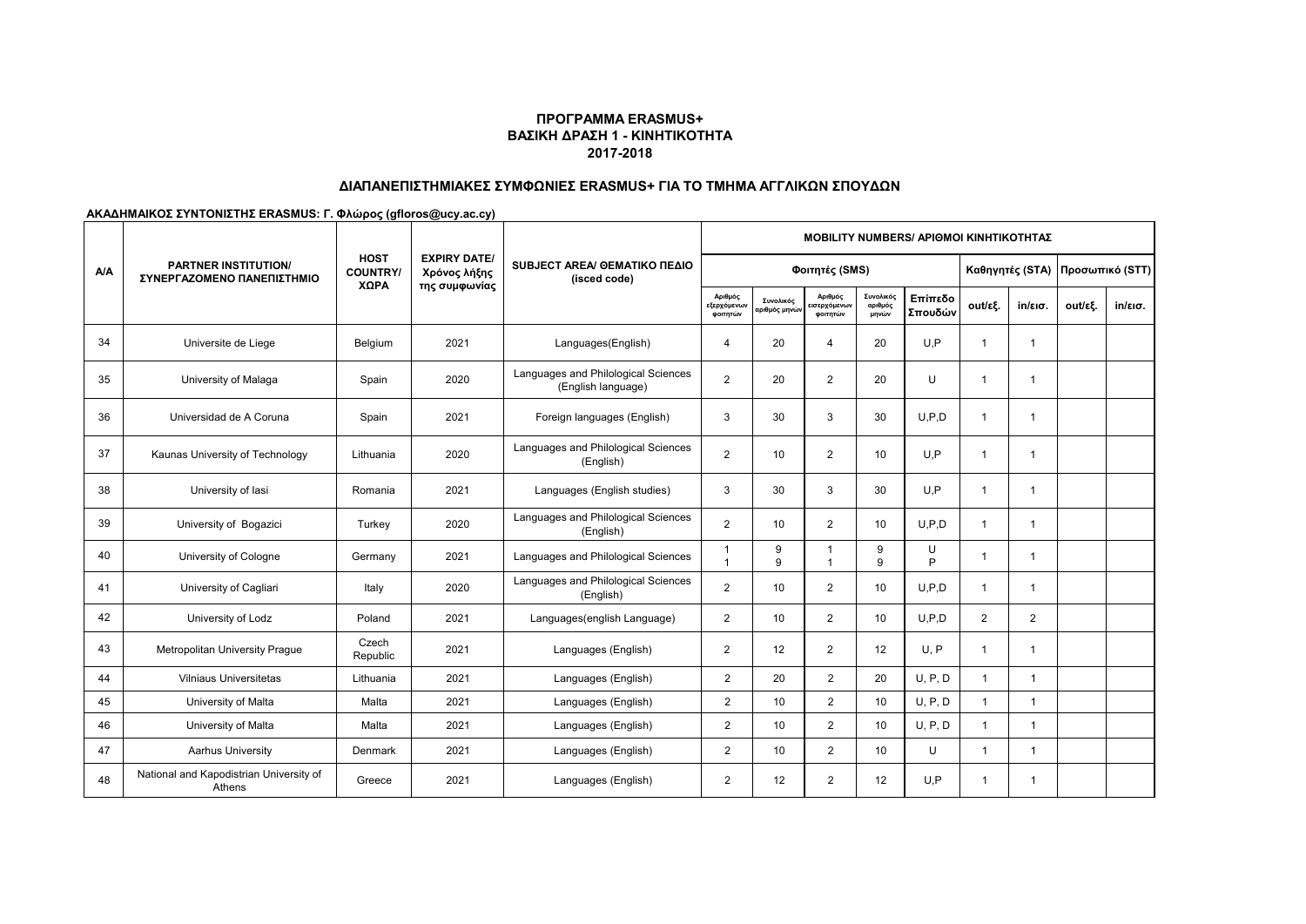**ΠΡΟΓΡΑΜΜΑ ERASMUS+**
**ΒΑΣΙΚΗ ΔΡΑΣΗ 1 - ΚΙΝΗΤΙΚΟΤΗΤΑ**
**2017-2018**

**ΔΙΑΠΑΝΕΠΙΣΤΗΜΙΑΚΕΣ ΣΥΜΦΩΝΙΕΣ ERASMUS+ ΓΙΑ ΤΟ ΤΜΗΜΑ ΑΓΓΛΙΚΩΝ ΣΠΟΥΔΩΝ**

**ΑΚΑΔΗΜΑΙΚΟΣ ΣΥΝΤΟΝΙΣΤΗΣ ERASMUS: Γ. Φλώρος (gfloros@ucy.ac.cy)**

| A/A | PARTNER INSTITUTION/ ΣΥΝΕΡΓΑΖΟΜΕΝΟ ΠΑΝΕΠΙΣΤΗΜΙΟ | HOST COUNTRY/ ΧΩΡΑ | EXPIRY DATE/ Χρόνος λήξης της συμφωνίας | SUBJECT AREA/ ΘΕΜΑΤΙΚΟ ΠΕΔΙΟ (isced code) | MOBILITY NUMBERS/ ΑΡΙΘΜΟΙ ΚΙΝΗΤΙΚΟΤΗΤΑΣ | | | | | | | | |
|---|---|---|---|---|---|---|---|---|---|---|---|---|---|
| | | | | | Φοιτητές (SMS) | | | | | Καθηγητές (STA) | | Προσωπικό (STT) | |
| | | | | | Αριθμός εξερχόμενων φοιτητών | Συνολικός αριθμός μηνών | Αριθμός εισερχόμενων φοιτητών | Συνολικός αριθμός μηνών | Επίπεδο Σπουδών | out/εξ. | in/εισ. | out/εξ. | in/εισ. |
| 34 | Universite de Liege | Belgium | 2021 | Languages(English) | 4 | 20 | 4 | 20 | U,P | 1 | 1 | | |
| 35 | University of Malaga | Spain | 2020 | Languages and Philological Sciences (English language) | 2 | 20 | 2 | 20 | U | 1 | 1 | | |
| 36 | Universidad de A Coruna | Spain | 2021 | Foreign languages (English) | 3 | 30 | 3 | 30 | U,P,D | 1 | 1 | | |
| 37 | Kaunas University of Technology | Lithuania | 2020 | Languages and Philological Sciences (English) | 2 | 10 | 2 | 10 | U,P | 1 | 1 | | |
| 38 | University of Iasi | Romania | 2021 | Languages (English studies) | 3 | 30 | 3 | 30 | U,P | 1 | 1 | | |
| 39 | University of Bogazici | Turkey | 2020 | Languages and Philological Sciences (English) | 2 | 10 | 2 | 10 | U,P,D | 1 | 1 | | |
| 40 | University of Cologne | Germany | 2021 | Languages and Philological Sciences | 1<br>1 | 9<br>9 | 1<br>1 | 9<br>9 | U<br>P | 1 | 1 | | |
| 41 | University of Cagliari | Italy | 2020 | Languages and Philological Sciences (English) | 2 | 10 | 2 | 10 | U,P,D | 1 | 1 | | |
| 42 | University of Lodz | Poland | 2021 | Languages(english Language) | 2 | 10 | 2 | 10 | U,P,D | 2 | 2 | | |
| 43 | Metropolitan University Prague | Czech Republic | 2021 | Languages (English) | 2 | 12 | 2 | 12 | U, P | 1 | 1 | | |
| 44 | Vilniaus Universitetas | Lithuania | 2021 | Languages (English) | 2 | 20 | 2 | 20 | U, P, D | 1 | 1 | | |
| 45 | University of Malta | Malta | 2021 | Languages (English) | 2 | 10 | 2 | 10 | U, P, D | 1 | 1 | | |
| 46 | University of Malta | Malta | 2021 | Languages (English) | 2 | 10 | 2 | 10 | U, P, D | 1 | 1 | | |
| 47 | Aarhus University | Denmark | 2021 | Languages (English) | 2 | 10 | 2 | 10 | U | 1 | 1 | | |
| 48 | National and Kapodistrian University of Athens | Greece | 2021 | Languages (English) | 2 | 12 | 2 | 12 | U,P | 1 | 1 | | |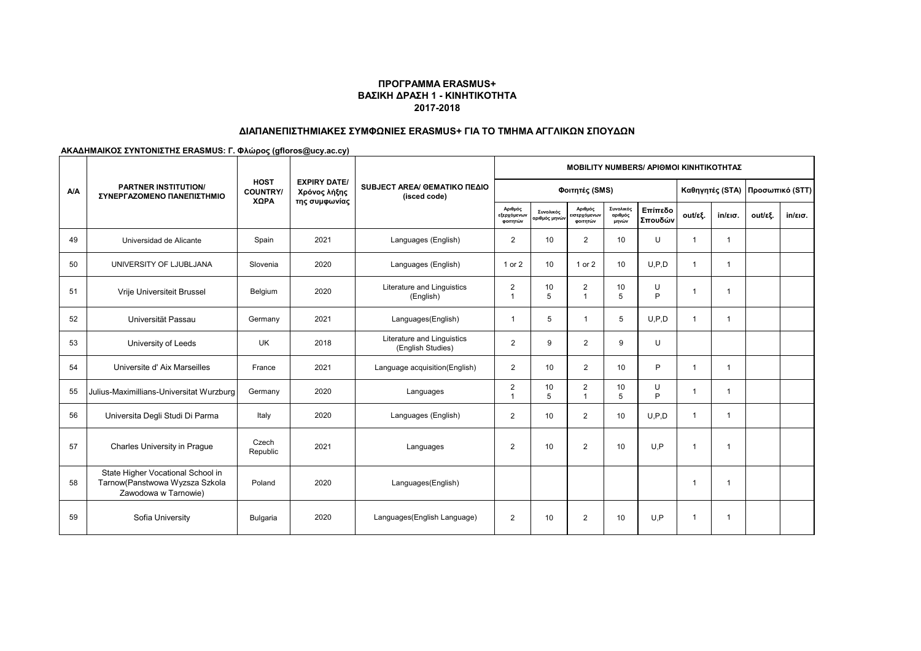**ΠΡΟΓΡΑΜΜΑ ERASMUS+**
**ΒΑΣΙΚΗ ΔΡΑΣΗ 1 - ΚΙΝΗΤΙΚΟΤΗΤΑ**
**2017-2018**

## ΔΙΑΠΑΝΕΠΙΣΤΗΜΙΑΚΕΣ ΣΥΜΦΩΝΙΕΣ ERASMUS+ ΓΙΑ ΤΟ ΤΜΗΜΑ ΑΓΓΛΙΚΩΝ ΣΠΟΥΔΩΝ

**ΑΚΑΔΗΜΑΙΚΟΣ ΣΥΝΤΟΝΙΣΤΗΣ ERASMUS: Γ. Φλώρος (gfloros@ucy.ac.cy)**

| A/A | PARTNER INSTITUTION/ ΣΥΝΕΡΓΑΖΟΜΕΝΟ ΠΑΝΕΠΙΣΤΗΜΙΟ | HOST COUNTRY/ ΧΩΡΑ | EXPIRY DATE/ Χρόνος λήξης της συμφωνίας | SUBJECT AREA/ ΘΕΜΑΤΙΚΟ ΠΕΔΙΟ (isced code) | MOBILITY NUMBERS/ ΑΡΙΘΜΟΙ ΚΙΝΗΤΙΚΟΤΗΤΑΣ | | | | | | | | |
|---|---|---|---|---|---|---|---|---|---|---|---|---|---|
| | | | | | Φοιτητές (SMS) | | | | | Καθηγητές (STA) | | Προσωπικό (STT) | |
| | | | | | Αριθμός εξερχόμενων φοιτητών | Συνολικός αριθμός μηνών | Αριθμός εισερχόμενων φοιτητών | Συνολικός αριθμός μηνών | Επίπεδο Σπουδών | out/εξ. | in/εισ. | out/εξ. | in/εισ. |
| 49 | Universidad de Alicante | Spain | 2021 | Languages (English) | 2 | 10 | 2 | 10 | U | 1 | 1 | | |
| 50 | UNIVERSITY OF LJUBLJANA | Slovenia | 2020 | Languages (English) | 1 or 2 | 10 | 1 or 2 | 10 | U,P,D | 1 | 1 | | |
| 51 | Vrije Universiteit Brussel | Belgium | 2020 | Literature and Linguistics (English) | 2<br>1 | 10<br>5 | 2<br>1 | 10<br>5 | U<br>P | 1 | 1 | | |
| 52 | Universität Passau | Germany | 2021 | Languages(English) | 1 | 5 | 1 | 5 | U,P,D | 1 | 1 | | |
| 53 | University of Leeds | UK | 2018 | Literature and Linguistics (English Studies) | 2 | 9 | 2 | 9 | U | | | | |
| 54 | Universite d' Aix Marseilles | France | 2021 | Language acquisition(English) | 2 | 10 | 2 | 10 | P | 1 | 1 | | |
| 55 | Julius-Maximillians-Universitat Wurzburg | Germany | 2020 | Languages | 2<br>1 | 10<br>5 | 2<br>1 | 10<br>5 | U<br>P | 1 | 1 | | |
| 56 | Universita Degli Studi Di Parma | Italy | 2020 | Languages (English) | 2 | 10 | 2 | 10 | U,P,D | 1 | 1 | | |
| 57 | Charles University in Prague | Czech Republic | 2021 | Languages | 2 | 10 | 2 | 10 | U,P | 1 | 1 | | |
| 58 | State Higher Vocational School in Tarnow(Panstwowa Wyzsza Szkola Zawodowa w Tarnowie) | Poland | 2020 | Languages(English) | | | | | | 1 | 1 | | |
| 59 | Sofia University | Bulgaria | 2020 | Languages(English Language) | 2 | 10 | 2 | 10 | U,P | 1 | 1 | | |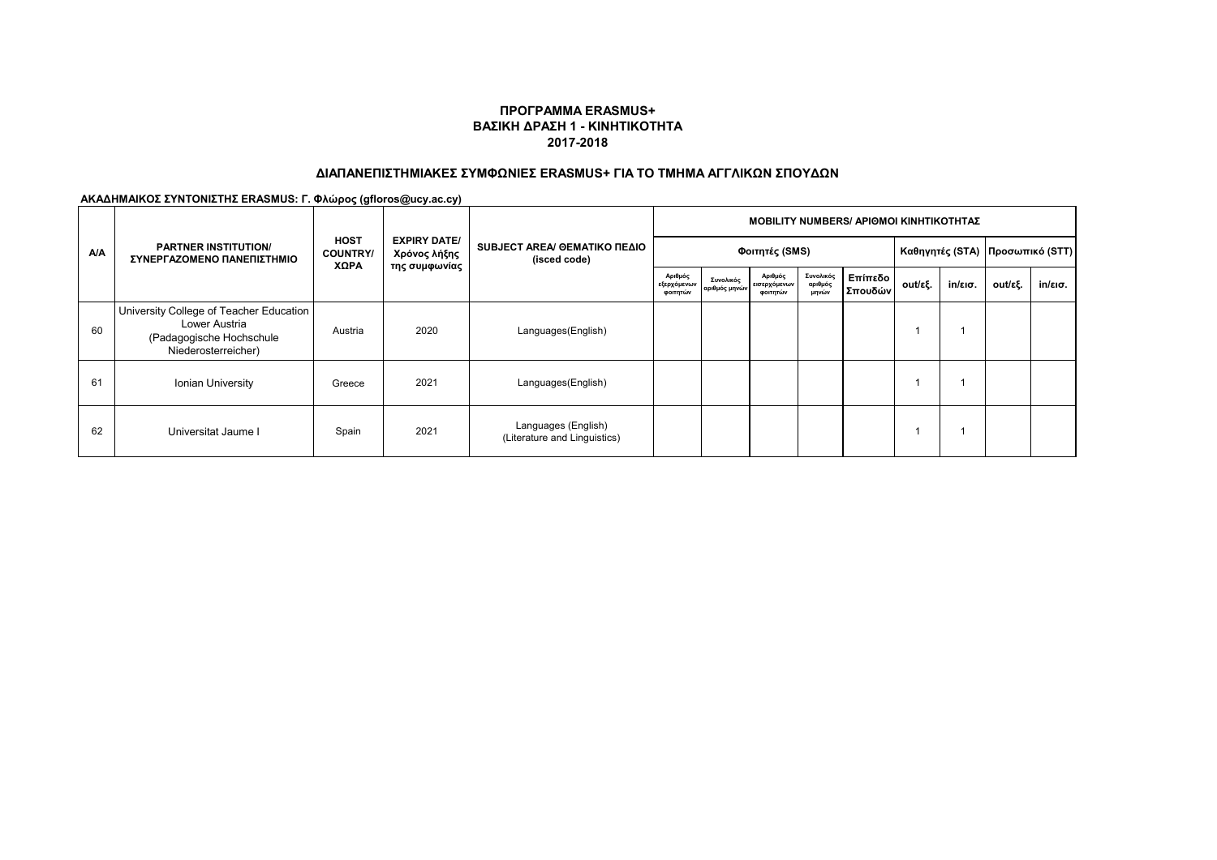**ΠΡΟΓΡΑΜΜΑ ERASMUS+**
**ΒΑΣΙΚΗ ΔΡΑΣΗ 1 - ΚΙΝΗΤΙΚΟΤΗΤΑ**
**2017-2018**

**ΔΙΑΠΑΝΕΠΙΣΤΗΜΙΑΚΕΣ ΣΥΜΦΩΝΙΕΣ ERASMUS+ ΓΙΑ ΤΟ ΤΜΗΜΑ ΑΓΓΛΙΚΩΝ ΣΠΟΥΔΩΝ**

**ΑΚΑΔΗΜΑΙΚΟΣ ΣΥΝΤΟΝΙΣΤΗΣ ERASMUS: Γ. Φλώρος (gfloros@ucy.ac.cy)**

| Α/Α | PARTNER INSTITUTION/ ΣΥΝΕΡΓΑΖΟΜΕΝΟ ΠΑΝΕΠΙΣΤΗΜΙΟ | HOST COUNTRY/ ΧΩΡΑ | EXPIRY DATE/ Χρόνος λήξης της συμφωνίας | SUBJECT AREA/ ΘΕΜΑΤΙΚΟ ΠΕΔΙΟ (isced code) | MOBILITY NUMBERS/ ΑΡΙΘΜΟΙ ΚΙΝΗΤΙΚΟΤΗΤΑΣ | | | | | | | | |
|---|---|---|---|---|---|---|---|---|---|---|---|---|---|
| | | | | | Φοιτητές (SMS) | | | | | Καθηγητές (STA) | | Προσωπικό (STT) | |
| | | | | | Αριθμός εξερχόμενων φοιτητών | Συνολικός αριθμός μηνών | Αριθμός εισερχόμενων φοιτητών | Συνολικός αριθμός μηνών | Επίπεδο Σπουδών | out/εξ. | in/εισ. | out/εξ. | in/εισ. |
| 60 | University College of Teacher Education Lower Austria (Padagogische Hochschule Niederosterreicher) | Austria | 2020 | Languages(English) | | | | | | 1 | 1 | | |
| 61 | Ionian University | Greece | 2021 | Languages(English) | | | | | | 1 | 1 | | |
| 62 | Universitat Jaume I | Spain | 2021 | Languages (English) (Literature and Linguistics) | | | | | | 1 | 1 | | |